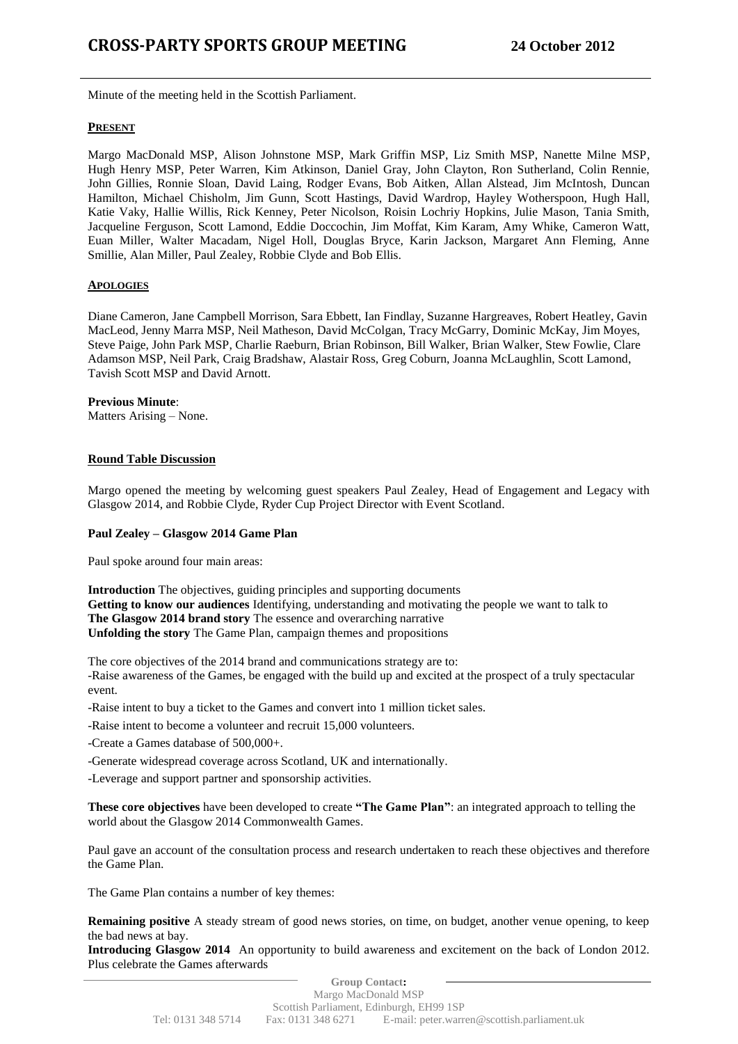# CROSS-PARTY SPORTS GROUP MEETING 24 October 2012

Minute of the meeting held in the Scottish Parliament.

**PRESENT**

Margo MacDonald MSP, Alison Johnstone MSP, Mark Griffin MSP, Liz Smith MSP, Nanette Milne MSP, Hugh Henry MSP, Peter Warren, Kim Atkinson, Daniel Gray, John Clayton, Ron Sutherland, Colin Rennie, John Gillies, Ronnie Sloan, David Laing, Rodger Evans, Bob Aitken, Allan Alstead, Jim McIntosh, Duncan Hamilton, Michael Chisholm, Jim Gunn, Scott Hastings, David Wardrop, Hayley Wotherspoon, Hugh Hall, Katie Vaky, Hallie Willis, Rick Kenney, Peter Nicolson, Roisin Lochriy Hopkins, Julie Mason, Tania Smith, Jacqueline Ferguson, Scott Lamond, Eddie Doccochin, Jim Moffat, Kim Karam, Amy Whike, Cameron Watt, Euan Miller, Walter Macadam, Nigel Holl, Douglas Bryce, Karin Jackson, Margaret Ann Fleming, Anne Smillie, Alan Miller, Paul Zealey, Robbie Clyde and Bob Ellis.

**APOLOGIES**

Diane Cameron, Jane Campbell Morrison, Sara Ebbett, Ian Findlay, Suzanne Hargreaves, Robert Heatley, Gavin MacLeod, Jenny Marra MSP, Neil Matheson, David McColgan, Tracy McGarry, Dominic McKay, Jim Moyes, Steve Paige, John Park MSP, Charlie Raeburn, Brian Robinson, Bill Walker, Brian Walker, Stew Fowlie, Clare Adamson MSP, Neil Park, Craig Bradshaw, Alastair Ross, Greg Coburn, Joanna McLaughlin, Scott Lamond, Tavish Scott MSP and David Arnott.

**Previous Minute**:
Matters Arising – None.

**Round Table Discussion**

Margo opened the meeting by welcoming guest speakers Paul Zealey, Head of Engagement and Legacy with Glasgow 2014, and Robbie Clyde, Ryder Cup Project Director with Event Scotland.

**Paul Zealey – Glasgow 2014 Game Plan**

Paul spoke around four main areas:

**Introduction** The objectives, guiding principles and supporting documents
**Getting to know our audiences** Identifying, understanding and motivating the people we want to talk to
**The Glasgow 2014 brand story** The essence and overarching narrative
**Unfolding the story** The Game Plan, campaign themes and propositions

The core objectives of the 2014 brand and communications strategy are to:

-Raise awareness of the Games, be engaged with the build up and excited at the prospect of a truly spectacular event.

-Raise intent to buy a ticket to the Games and convert into 1 million ticket sales.

-Raise intent to become a volunteer and recruit 15,000 volunteers.

-Create a Games database of 500,000+.

-Generate widespread coverage across Scotland, UK and internationally.

-Leverage and support partner and sponsorship activities.

**These core objectives** have been developed to create **"The Game Plan"**: an integrated approach to telling the world about the Glasgow 2014 Commonwealth Games.

Paul gave an account of the consultation process and research undertaken to reach these objectives and therefore the Game Plan.

The Game Plan contains a number of key themes:

**Remaining positive** A steady stream of good news stories, on time, on budget, another venue opening, to keep the bad news at bay.
**Introducing Glasgow 2014** An opportunity to build awareness and excitement on the back of London 2012. Plus celebrate the Games afterwards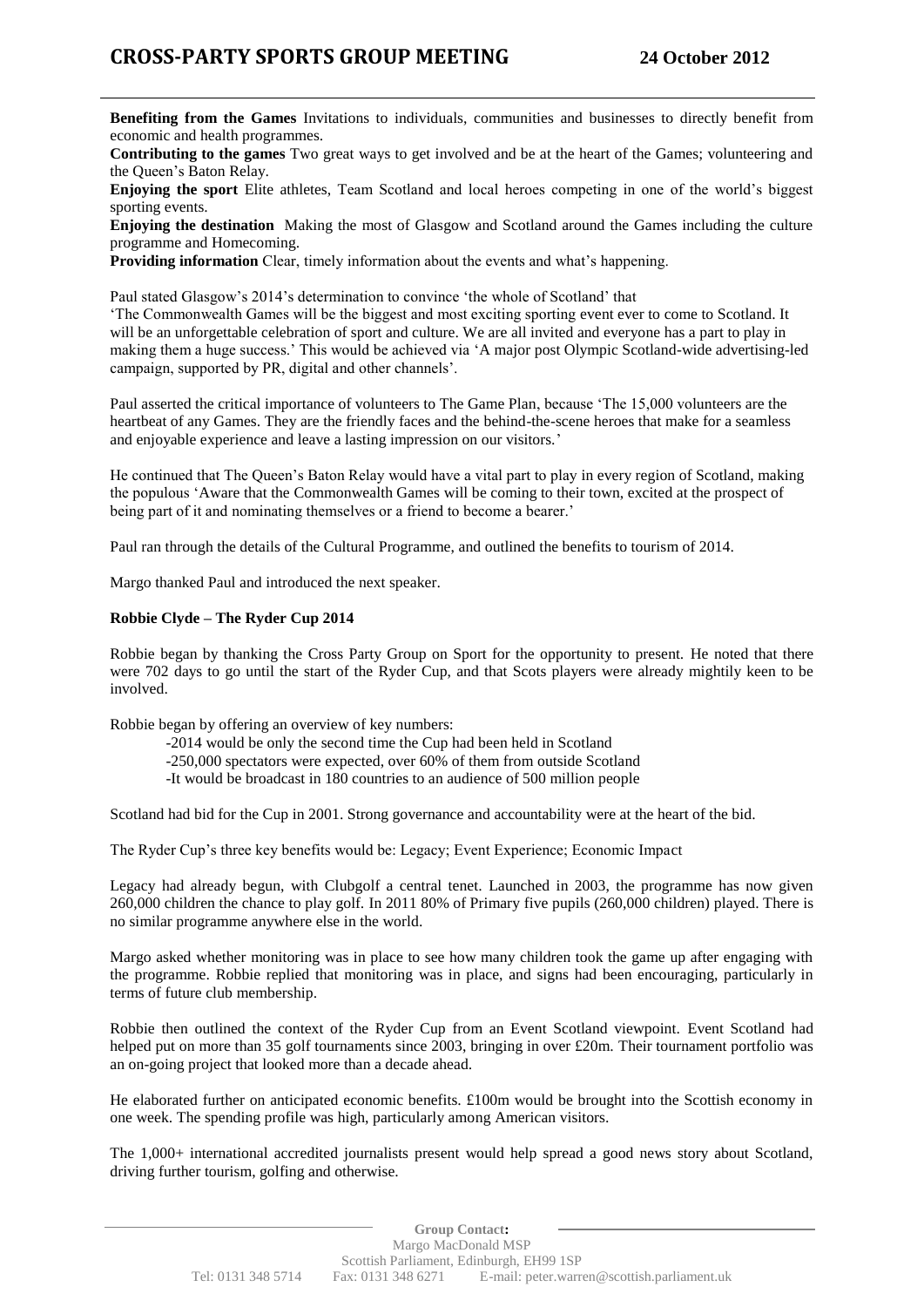**Benefiting from the Games** Invitations to individuals, communities and businesses to directly benefit from economic and health programmes.

**Contributing to the games** Two great ways to get involved and be at the heart of the Games; volunteering and the Queen's Baton Relay.

**Enjoying the sport** Elite athletes, Team Scotland and local heroes competing in one of the world's biggest sporting events.

**Enjoying the destination** Making the most of Glasgow and Scotland around the Games including the culture programme and Homecoming.

**Providing information** Clear, timely information about the events and what's happening.

Paul stated Glasgow's 2014's determination to convince 'the whole of Scotland' that 'The Commonwealth Games will be the biggest and most exciting sporting event ever to come to Scotland. It will be an unforgettable celebration of sport and culture. We are all invited and everyone has a part to play in making them a huge success.' This would be achieved via 'A major post Olympic Scotland-wide advertising-led campaign, supported by PR, digital and other channels'.

Paul asserted the critical importance of volunteers to The Game Plan, because 'The 15,000 volunteers are the heartbeat of any Games. They are the friendly faces and the behind-the-scene heroes that make for a seamless and enjoyable experience and leave a lasting impression on our visitors.'

He continued that The Queen's Baton Relay would have a vital part to play in every region of Scotland, making the populous 'Aware that the Commonwealth Games will be coming to their town, excited at the prospect of being part of it and nominating themselves or a friend to become a bearer.'

Paul ran through the details of the Cultural Programme, and outlined the benefits to tourism of 2014.

Margo thanked Paul and introduced the next speaker.

**Robbie Clyde – The Ryder Cup 2014**

Robbie began by thanking the Cross Party Group on Sport for the opportunity to present. He noted that there were 702 days to go until the start of the Ryder Cup, and that Scots players were already mightily keen to be involved.

Robbie began by offering an overview of key numbers:

- 2014 would be only the second time the Cup had been held in Scotland
- 250,000 spectators were expected, over 60% of them from outside Scotland
- It would be broadcast in 180 countries to an audience of 500 million people

Scotland had bid for the Cup in 2001. Strong governance and accountability were at the heart of the bid.

The Ryder Cup's three key benefits would be: Legacy; Event Experience; Economic Impact

Legacy had already begun, with Clubgolf a central tenet. Launched in 2003, the programme has now given 260,000 children the chance to play golf. In 2011 80% of Primary five pupils (260,000 children) played. There is no similar programme anywhere else in the world.

Margo asked whether monitoring was in place to see how many children took the game up after engaging with the programme. Robbie replied that monitoring was in place, and signs had been encouraging, particularly in terms of future club membership.

Robbie then outlined the context of the Ryder Cup from an Event Scotland viewpoint. Event Scotland had helped put on more than 35 golf tournaments since 2003, bringing in over £20m. Their tournament portfolio was an on-going project that looked more than a decade ahead.

He elaborated further on anticipated economic benefits. £100m would be brought into the Scottish economy in one week. The spending profile was high, particularly among American visitors.

The 1,000+ international accredited journalists present would help spread a good news story about Scotland, driving further tourism, golfing and otherwise.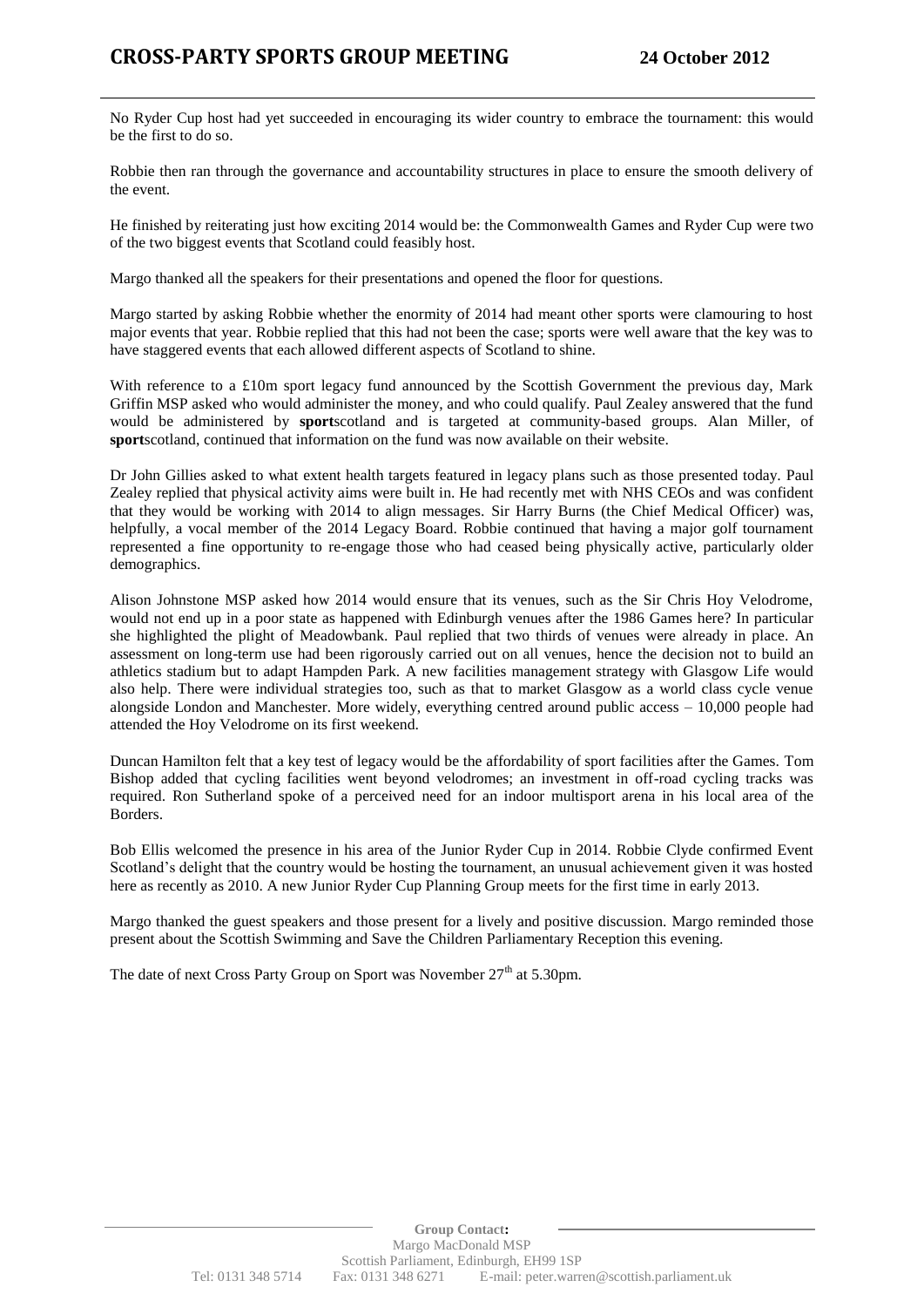No Ryder Cup host had yet succeeded in encouraging its wider country to embrace the tournament: this would be the first to do so.

Robbie then ran through the governance and accountability structures in place to ensure the smooth delivery of the event.

He finished by reiterating just how exciting 2014 would be: the Commonwealth Games and Ryder Cup were two of the two biggest events that Scotland could feasibly host.

Margo thanked all the speakers for their presentations and opened the floor for questions.

Margo started by asking Robbie whether the enormity of 2014 had meant other sports were clamouring to host major events that year. Robbie replied that this had not been the case; sports were well aware that the key was to have staggered events that each allowed different aspects of Scotland to shine.

With reference to a £10m sport legacy fund announced by the Scottish Government the previous day, Mark Griffin MSP asked who would administer the money, and who could qualify. Paul Zealey answered that the fund would be administered by **sport**scotland and is targeted at community-based groups. Alan Miller, of **sport**scotland, continued that information on the fund was now available on their website.

Dr John Gillies asked to what extent health targets featured in legacy plans such as those presented today. Paul Zealey replied that physical activity aims were built in. He had recently met with NHS CEOs and was confident that they would be working with 2014 to align messages. Sir Harry Burns (the Chief Medical Officer) was, helpfully, a vocal member of the 2014 Legacy Board. Robbie continued that having a major golf tournament represented a fine opportunity to re-engage those who had ceased being physically active, particularly older demographics.

Alison Johnstone MSP asked how 2014 would ensure that its venues, such as the Sir Chris Hoy Velodrome, would not end up in a poor state as happened with Edinburgh venues after the 1986 Games here? In particular she highlighted the plight of Meadowbank. Paul replied that two thirds of venues were already in place. An assessment on long-term use had been rigorously carried out on all venues, hence the decision not to build an athletics stadium but to adapt Hampden Park. A new facilities management strategy with Glasgow Life would also help. There were individual strategies too, such as that to market Glasgow as a world class cycle venue alongside London and Manchester. More widely, everything centred around public access – 10,000 people had attended the Hoy Velodrome on its first weekend.

Duncan Hamilton felt that a key test of legacy would be the affordability of sport facilities after the Games. Tom Bishop added that cycling facilities went beyond velodromes; an investment in off-road cycling tracks was required. Ron Sutherland spoke of a perceived need for an indoor multisport arena in his local area of the Borders.

Bob Ellis welcomed the presence in his area of the Junior Ryder Cup in 2014. Robbie Clyde confirmed Event Scotland's delight that the country would be hosting the tournament, an unusual achievement given it was hosted here as recently as 2010. A new Junior Ryder Cup Planning Group meets for the first time in early 2013.

Margo thanked the guest speakers and those present for a lively and positive discussion. Margo reminded those present about the Scottish Swimming and Save the Children Parliamentary Reception this evening.

The date of next Cross Party Group on Sport was November 27th at 5.30pm.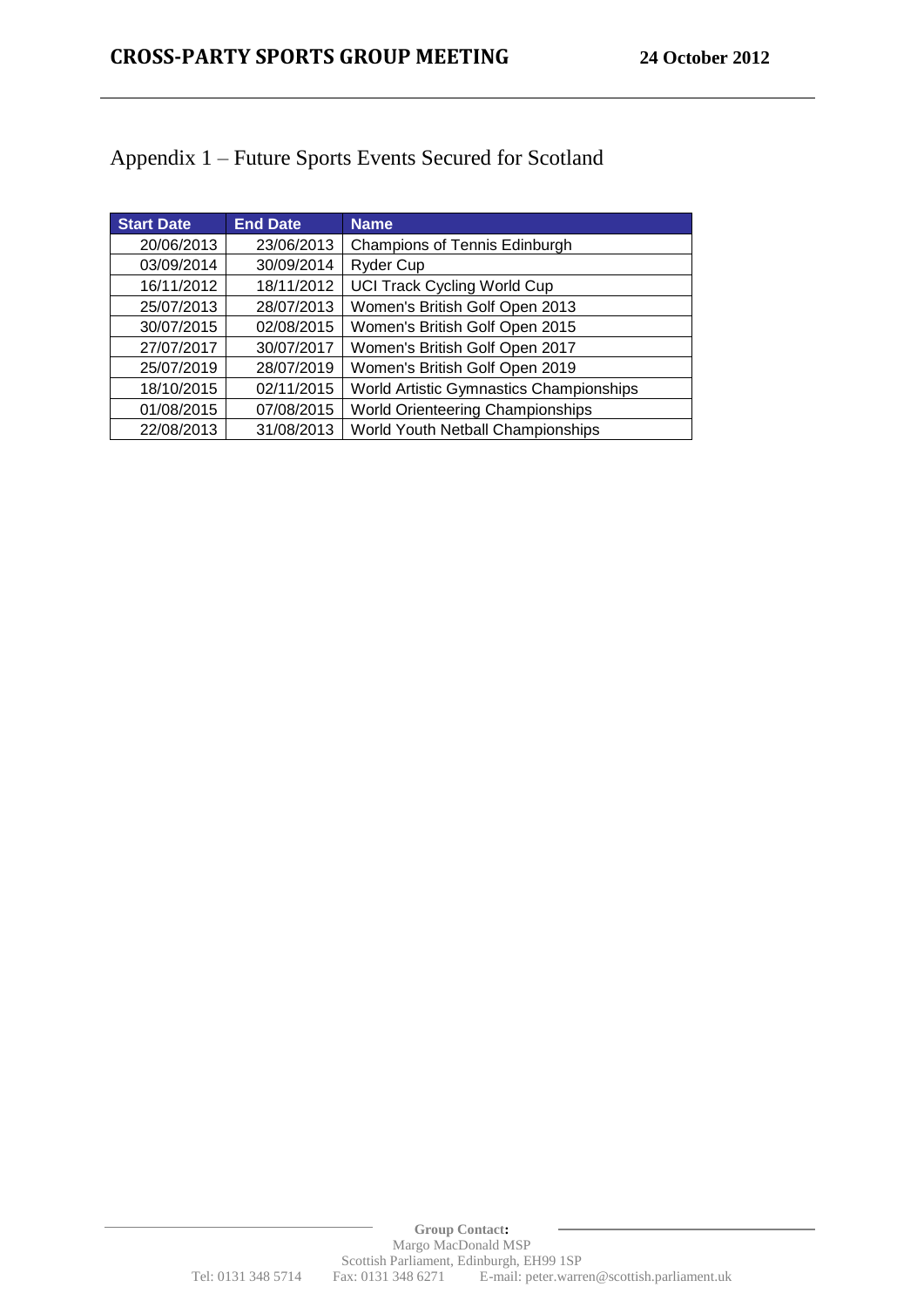# Appendix 1 – Future Sports Events Secured for Scotland

| Start Date | End Date | Name |
|---|---|---|
| 20/06/2013 | 23/06/2013 | Champions of Tennis Edinburgh |
| 03/09/2014 | 30/09/2014 | Ryder Cup |
| 16/11/2012 | 18/11/2012 | UCI Track Cycling World Cup |
| 25/07/2013 | 28/07/2013 | Women's British Golf Open 2013 |
| 30/07/2015 | 02/08/2015 | Women's British Golf Open 2015 |
| 27/07/2017 | 30/07/2017 | Women's British Golf Open 2017 |
| 25/07/2019 | 28/07/2019 | Women's British Golf Open 2019 |
| 18/10/2015 | 02/11/2015 | World Artistic Gymnastics Championships |
| 01/08/2015 | 07/08/2015 | World Orienteering Championships |
| 22/08/2013 | 31/08/2013 | World Youth Netball Championships |